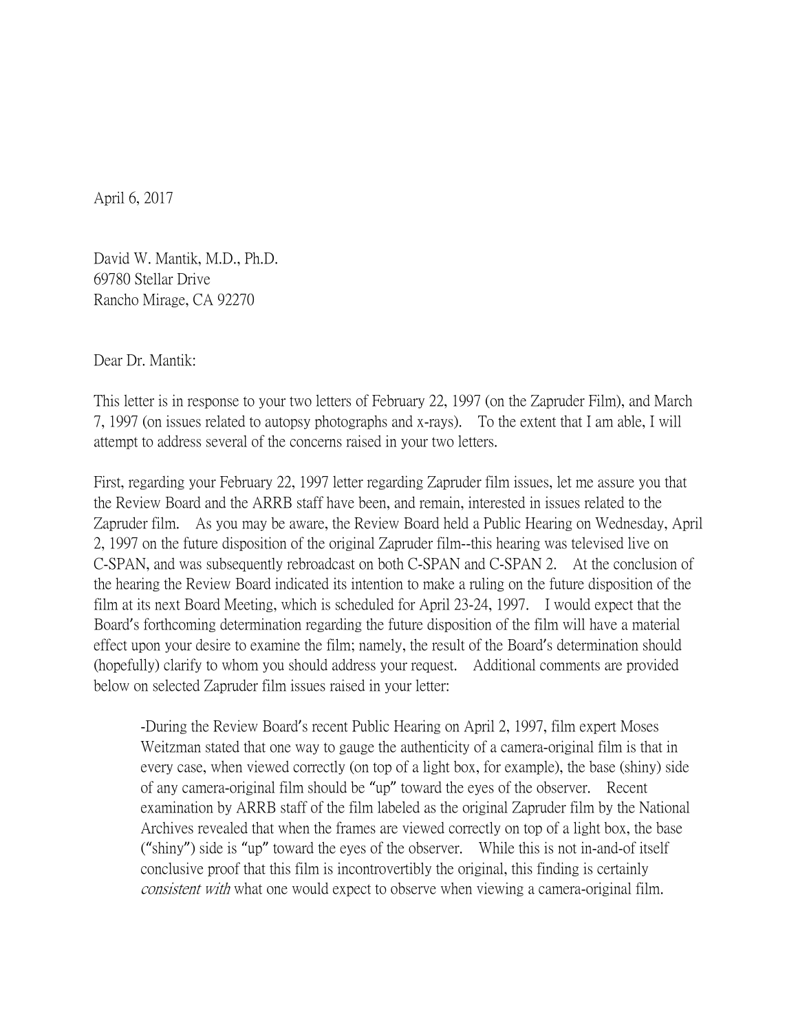April 6, 2017

David W. Mantik, M.D., Ph.D.
69780 Stellar Drive
Rancho Mirage, CA 92270

Dear Dr. Mantik:

This letter is in response to your two letters of February 22, 1997 (on the Zapruder Film), and March 7, 1997 (on issues related to autopsy photographs and x-rays). To the extent that I am able, I will attempt to address several of the concerns raised in your two letters.

First, regarding your February 22, 1997 letter regarding Zapruder film issues, let me assure you that the Review Board and the ARRB staff have been, and remain, interested in issues related to the Zapruder film. As you may be aware, the Review Board held a Public Hearing on Wednesday, April 2, 1997 on the future disposition of the original Zapruder film--this hearing was televised live on C-SPAN, and was subsequently rebroadcast on both C-SPAN and C-SPAN 2. At the conclusion of the hearing the Review Board indicated its intention to make a ruling on the future disposition of the film at its next Board Meeting, which is scheduled for April 23-24, 1997. I would expect that the Board's forthcoming determination regarding the future disposition of the film will have a material effect upon your desire to examine the film; namely, the result of the Board's determination should (hopefully) clarify to whom you should address your request. Additional comments are provided below on selected Zapruder film issues raised in your letter:

> -During the Review Board's recent Public Hearing on April 2, 1997, film expert Moses Weitzman stated that one way to gauge the authenticity of a camera-original film is that in every case, when viewed correctly (on top of a light box, for example), the base (shiny) side of any camera-original film should be "up" toward the eyes of the observer. Recent examination by ARRB staff of the film labeled as the original Zapruder film by the National Archives revealed that when the frames are viewed correctly on top of a light box, the base ("shiny") side is "up" toward the eyes of the observer. While this is not in-and-of itself conclusive proof that this film is incontrovertibly the original, this finding is certainly *consistent with* what one would expect to observe when viewing a camera-original film.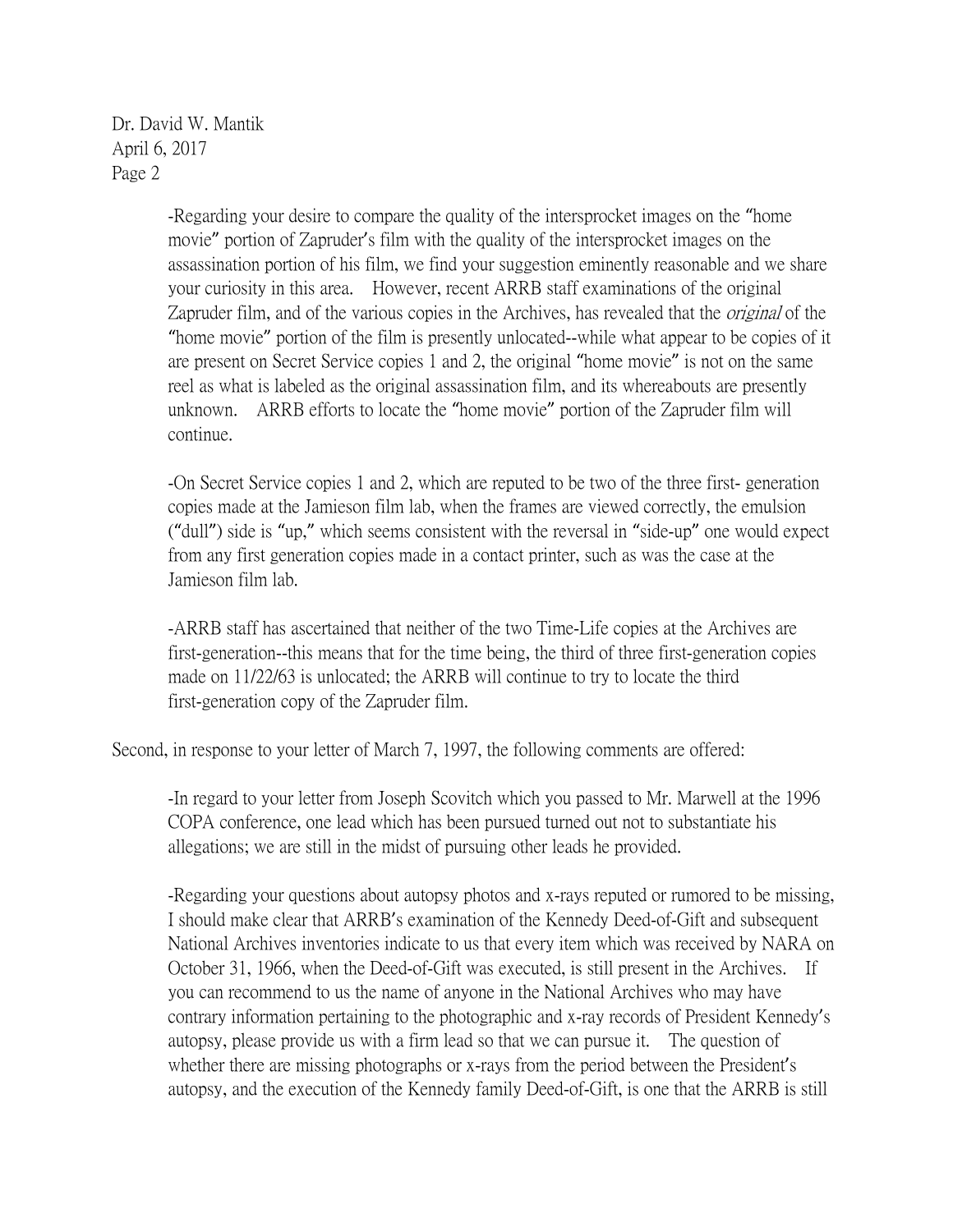-Regarding your desire to compare the quality of the intersprocket images on the "home movie" portion of Zapruder's film with the quality of the intersprocket images on the assassination portion of his film, we find your suggestion eminently reasonable and we share your curiosity in this area. However, recent ARRB staff examinations of the original Zapruder film, and of the various copies in the Archives, has revealed that the *original* of the "home movie" portion of the film is presently unlocated--while what appear to be copies of it are present on Secret Service copies 1 and 2, the original "home movie" is not on the same reel as what is labeled as the original assassination film, and its whereabouts are presently unknown. ARRB efforts to locate the "home movie" portion of the Zapruder film will continue.

-On Secret Service copies 1 and 2, which are reputed to be two of the three first- generation copies made at the Jamieson film lab, when the frames are viewed correctly, the emulsion ("dull") side is "up," which seems consistent with the reversal in "side-up" one would expect from any first generation copies made in a contact printer, such as was the case at the Jamieson film lab.

-ARRB staff has ascertained that neither of the two Time-Life copies at the Archives are first-generation--this means that for the time being, the third of three first-generation copies made on 11/22/63 is unlocated; the ARRB will continue to try to locate the third first-generation copy of the Zapruder film.

Second, in response to your letter of March 7, 1997, the following comments are offered:

-In regard to your letter from Joseph Scovitch which you passed to Mr. Marwell at the 1996 COPA conference, one lead which has been pursued turned out not to substantiate his allegations; we are still in the midst of pursuing other leads he provided.

-Regarding your questions about autopsy photos and x-rays reputed or rumored to be missing, I should make clear that ARRB's examination of the Kennedy Deed-of-Gift and subsequent National Archives inventories indicate to us that every item which was received by NARA on October 31, 1966, when the Deed-of-Gift was executed, is still present in the Archives. If you can recommend to us the name of anyone in the National Archives who may have contrary information pertaining to the photographic and x-ray records of President Kennedy's autopsy, please provide us with a firm lead so that we can pursue it. The question of whether there are missing photographs or x-rays from the period between the President's autopsy, and the execution of the Kennedy family Deed-of-Gift, is one that the ARRB is still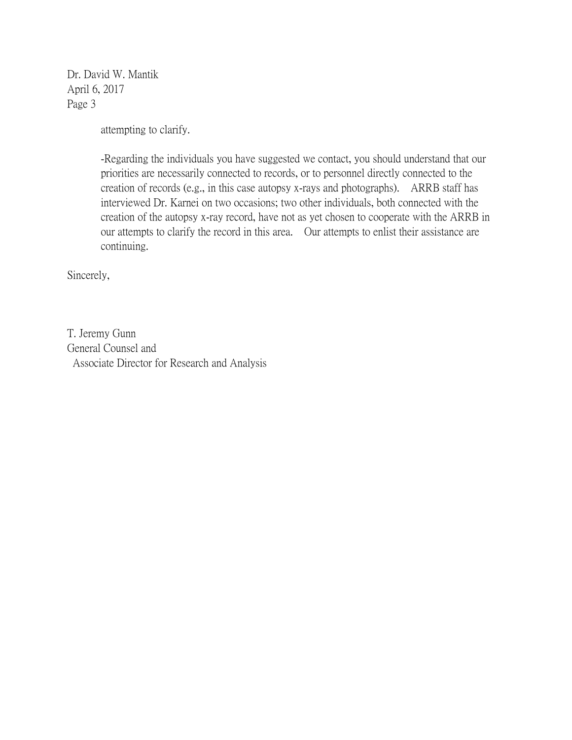attempting to clarify.

-Regarding the individuals you have suggested we contact, you should understand that our priorities are necessarily connected to records, or to personnel directly connected to the creation of records (e.g., in this case autopsy x-rays and photographs). ARRB staff has interviewed Dr. Karnei on two occasions; two other individuals, both connected with the creation of the autopsy x-ray record, have not as yet chosen to cooperate with the ARRB in our attempts to clarify the record in this area. Our attempts to enlist their assistance are continuing.

Sincerely,

T. Jeremy Gunn
General Counsel and
Associate Director for Research and Analysis